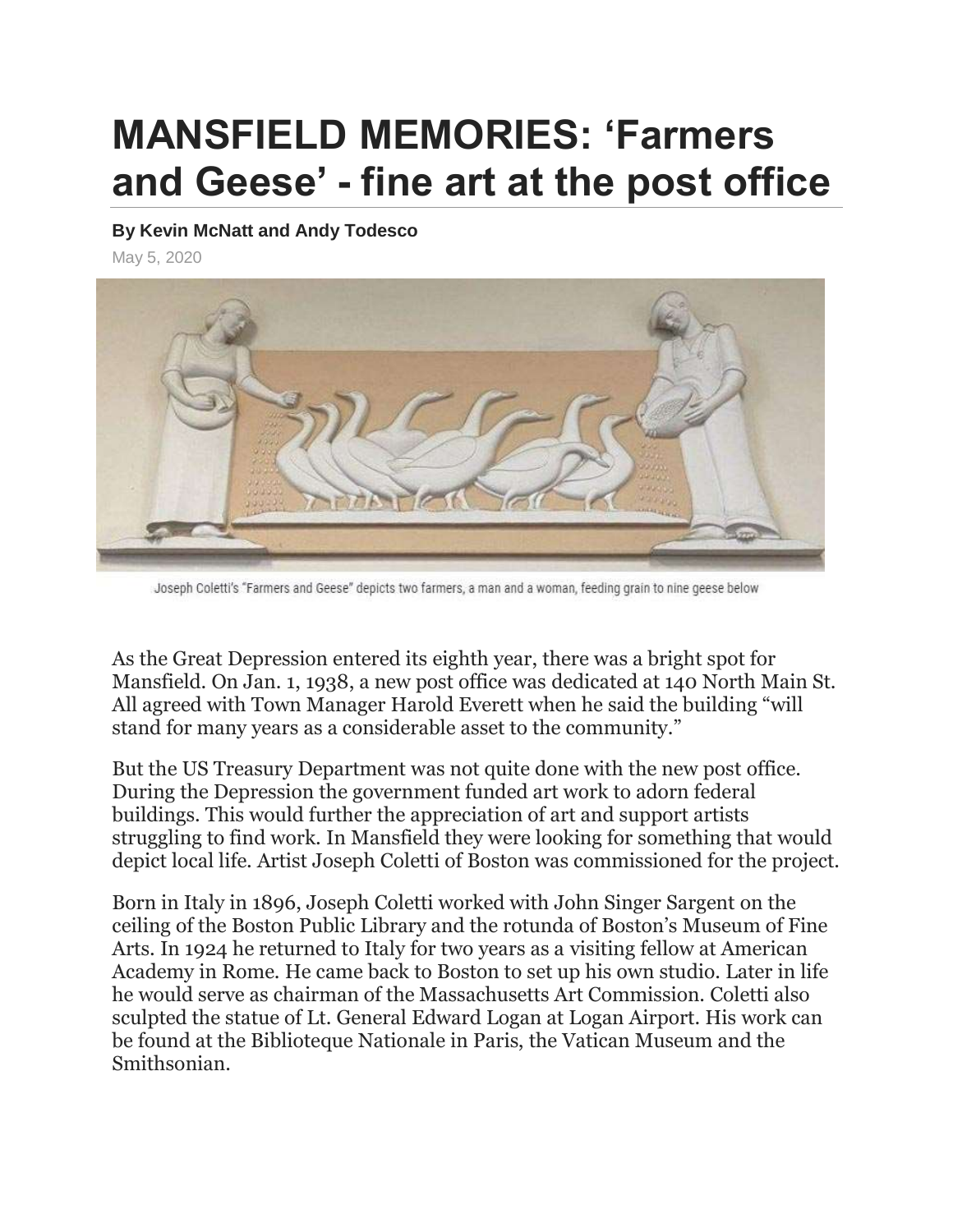# MANSFIELD MEMORIES: 'Farmers and Geese' - fine art at the post office

**By Kevin McNatt and Andy Todesco**

May 5, 2020

Joseph Coletti's "Farmers and Geese" depicts two farmers, a man and a woman, feeding grain to nine geese below

As the Great Depression entered its eighth year, there was a bright spot for Mansfield. On Jan. 1, 1938, a new post office was dedicated at 140 North Main St. All agreed with Town Manager Harold Everett when he said the building "will stand for many years as a considerable asset to the community."

But the US Treasury Department was not quite done with the new post office. During the Depression the government funded art work to adorn federal buildings. This would further the appreciation of art and support artists struggling to find work. In Mansfield they were looking for something that would depict local life. Artist Joseph Coletti of Boston was commissioned for the project.

Born in Italy in 1896, Joseph Coletti worked with John Singer Sargent on the ceiling of the Boston Public Library and the rotunda of Boston's Museum of Fine Arts. In 1924 he returned to Italy for two years as a visiting fellow at American Academy in Rome. He came back to Boston to set up his own studio. Later in life he would serve as chairman of the Massachusetts Art Commission. Coletti also sculpted the statue of Lt. General Edward Logan at Logan Airport. His work can be found at the Biblioteque Nationale in Paris, the Vatican Museum and the Smithsonian.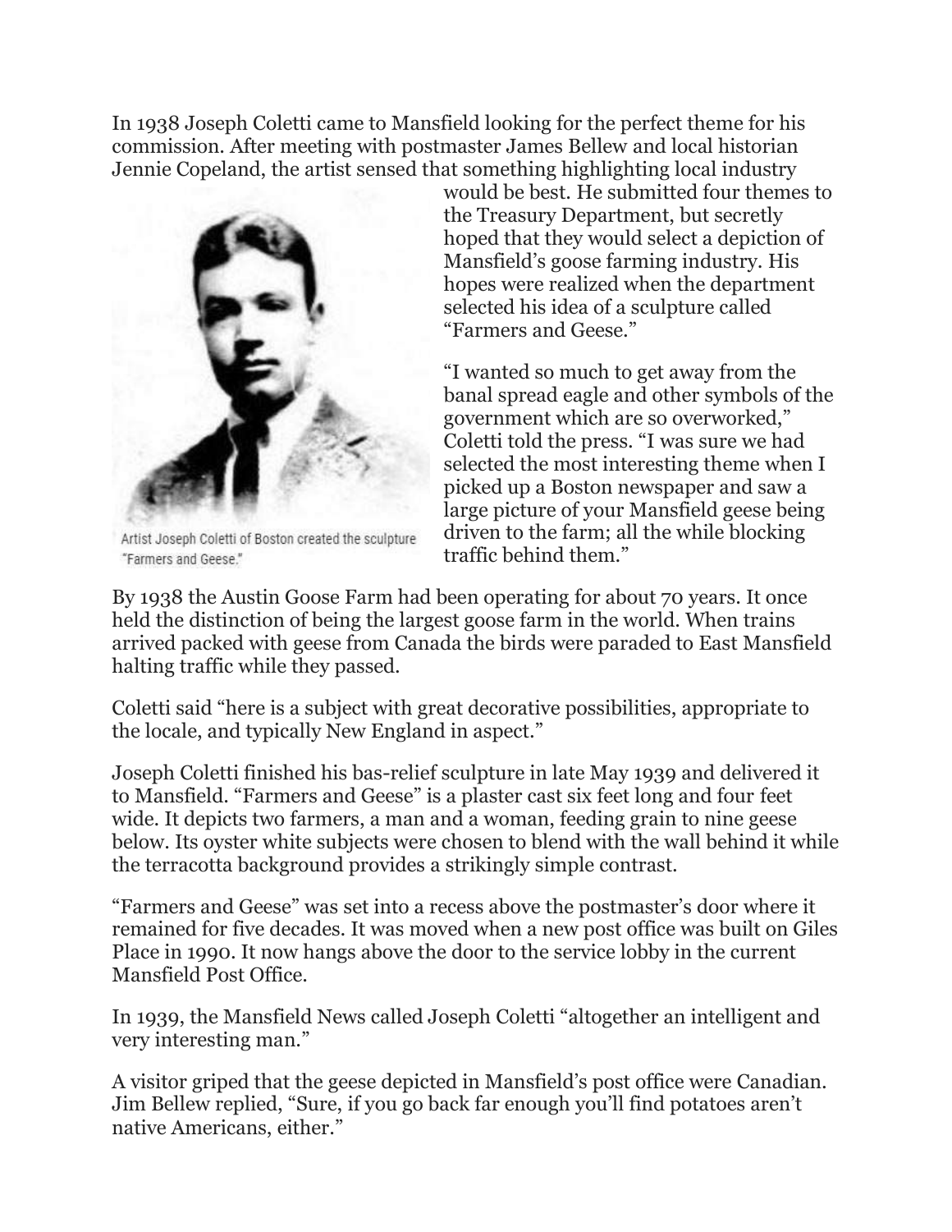In 1938 Joseph Coletti came to Mansfield looking for the perfect theme for his commission. After meeting with postmaster James Bellew and local historian Jennie Copeland, the artist sensed that something highlighting local industry would be best. He submitted four themes to the Treasury Department, but secretly hoped that they would select a depiction of Mansfield's goose farming industry. His hopes were realized when the department selected his idea of a sculpture called "Farmers and Geese."

Artist Joseph Coletti of Boston created the sculpture "Farmers and Geese."

"I wanted so much to get away from the banal spread eagle and other symbols of the government which are so overworked," Coletti told the press. "I was sure we had selected the most interesting theme when I picked up a Boston newspaper and saw a large picture of your Mansfield geese being driven to the farm; all the while blocking traffic behind them."

By 1938 the Austin Goose Farm had been operating for about 70 years. It once held the distinction of being the largest goose farm in the world. When trains arrived packed with geese from Canada the birds were paraded to East Mansfield halting traffic while they passed.

Coletti said "here is a subject with great decorative possibilities, appropriate to the locale, and typically New England in aspect."

Joseph Coletti finished his bas-relief sculpture in late May 1939 and delivered it to Mansfield. "Farmers and Geese" is a plaster cast six feet long and four feet wide. It depicts two farmers, a man and a woman, feeding grain to nine geese below. Its oyster white subjects were chosen to blend with the wall behind it while the terracotta background provides a strikingly simple contrast.

"Farmers and Geese" was set into a recess above the postmaster's door where it remained for five decades. It was moved when a new post office was built on Giles Place in 1990. It now hangs above the door to the service lobby in the current Mansfield Post Office.

In 1939, the Mansfield News called Joseph Coletti "altogether an intelligent and very interesting man."

A visitor griped that the geese depicted in Mansfield's post office were Canadian. Jim Bellew replied, "Sure, if you go back far enough you'll find potatoes aren't native Americans, either."